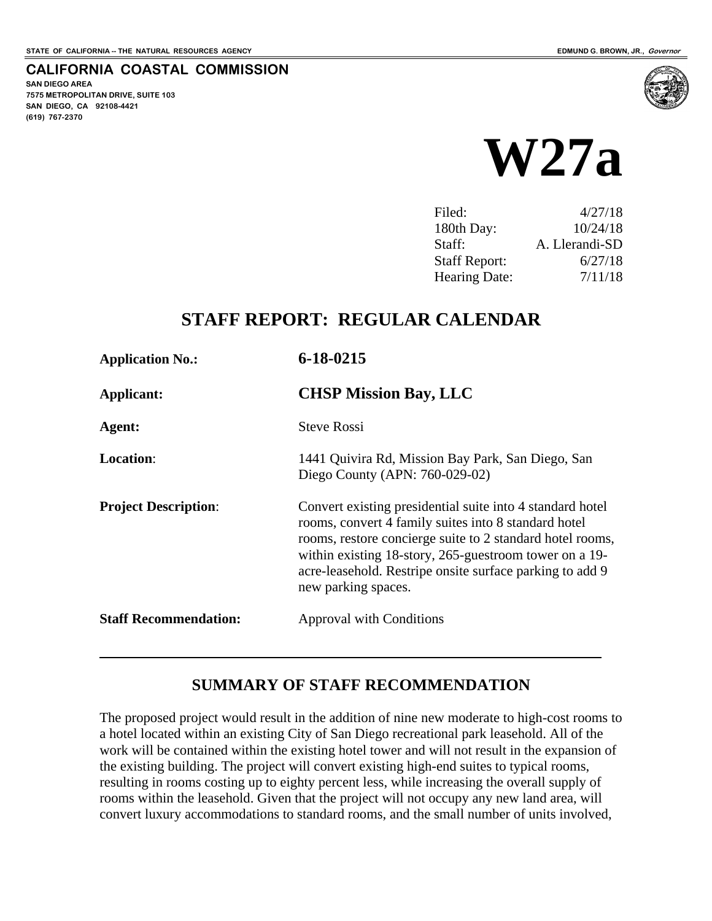STATE OF CALIFORNIA -- THE NATURAL RESOURCES AGENCY

EDMUND G. BROWN, JR., *Governor*

**CALIFORNIA COASTAL COMMISSION**

**SAN DIEGO AREA**
**7575 METROPOLITAN DRIVE, SUITE 103**
**SAN DIEGO, CA 92108-4421**
**(619) 767-2370**

# W27a

| | |
|---|---|
| Filed: | 4/27/18 |
| 180th Day: | 10/24/18 |
| Staff: | A. Llerandi-SD |
| Staff Report: | 6/27/18 |
| Hearing Date: | 7/11/18 |

## STAFF REPORT: REGULAR CALENDAR

**Application No.:** **6-18-0215**

**Applicant:** **CHSP Mission Bay, LLC**

**Agent:** Steve Rossi

**Location**: 1441 Quivira Rd, Mission Bay Park, San Diego, San Diego County (APN: 760-029-02)

**Project Description**: Convert existing presidential suite into 4 standard hotel rooms, convert 4 family suites into 8 standard hotel rooms, restore concierge suite to 2 standard hotel rooms, within existing 18-story, 265-guestroom tower on a 19-acre-leasehold. Restripe onsite surface parking to add 9 new parking spaces.

**Staff Recommendation:** Approval with Conditions

---

## SUMMARY OF STAFF RECOMMENDATION

The proposed project would result in the addition of nine new moderate to high-cost rooms to a hotel located within an existing City of San Diego recreational park leasehold. All of the work will be contained within the existing hotel tower and will not result in the expansion of the existing building. The project will convert existing high-end suites to typical rooms, resulting in rooms costing up to eighty percent less, while increasing the overall supply of rooms within the leasehold. Given that the project will not occupy any new land area, will convert luxury accommodations to standard rooms, and the small number of units involved,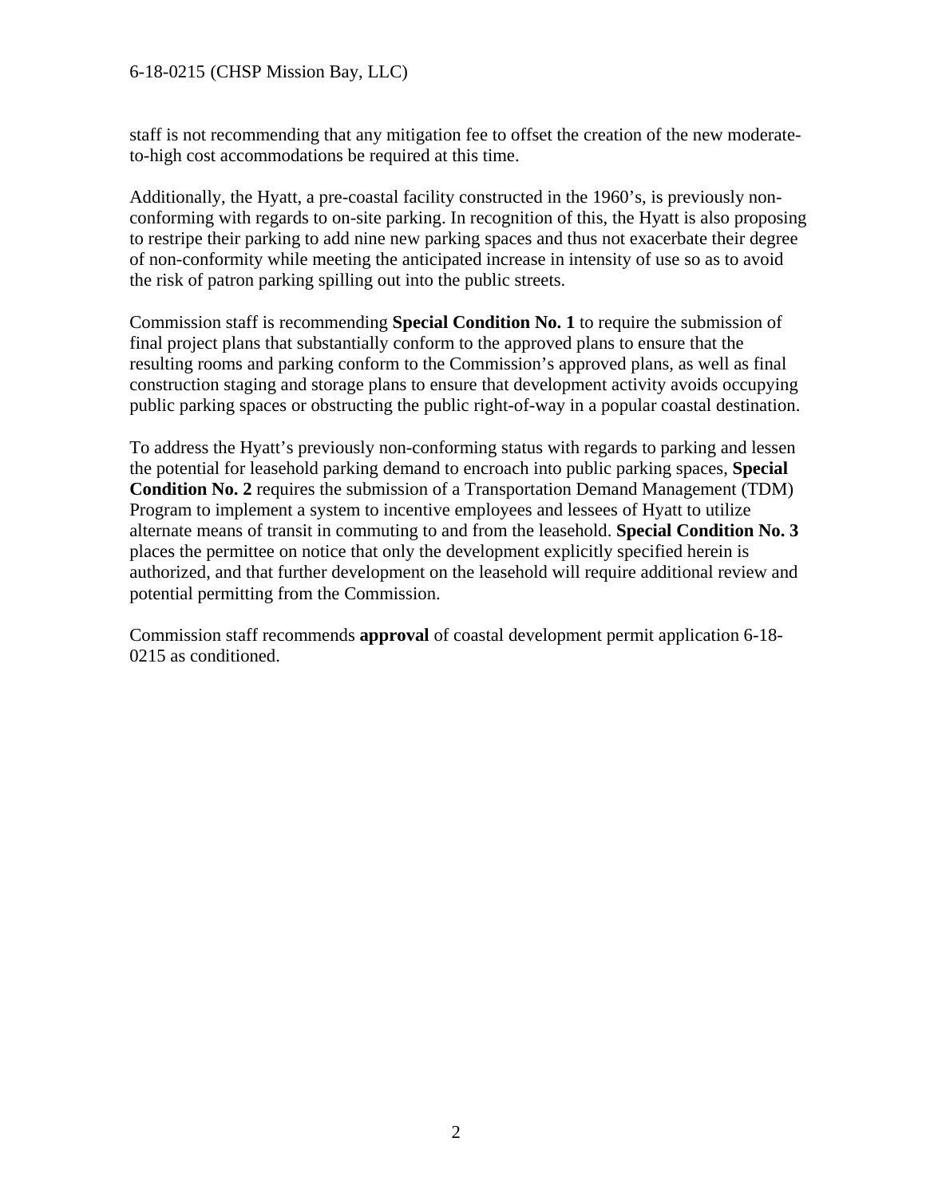staff is not recommending that any mitigation fee to offset the creation of the new moderate-to-high cost accommodations be required at this time.

Additionally, the Hyatt, a pre-coastal facility constructed in the 1960's, is previously non-conforming with regards to on-site parking. In recognition of this, the Hyatt is also proposing to restripe their parking to add nine new parking spaces and thus not exacerbate their degree of non-conformity while meeting the anticipated increase in intensity of use so as to avoid the risk of patron parking spilling out into the public streets.

Commission staff is recommending **Special Condition No. 1** to require the submission of final project plans that substantially conform to the approved plans to ensure that the resulting rooms and parking conform to the Commission's approved plans, as well as final construction staging and storage plans to ensure that development activity avoids occupying public parking spaces or obstructing the public right-of-way in a popular coastal destination.

To address the Hyatt's previously non-conforming status with regards to parking and lessen the potential for leasehold parking demand to encroach into public parking spaces, **Special Condition No. 2** requires the submission of a Transportation Demand Management (TDM) Program to implement a system to incentive employees and lessees of Hyatt to utilize alternate means of transit in commuting to and from the leasehold. **Special Condition No. 3** places the permittee on notice that only the development explicitly specified herein is authorized, and that further development on the leasehold will require additional review and potential permitting from the Commission.

Commission staff recommends **approval** of coastal development permit application 6-18-0215 as conditioned.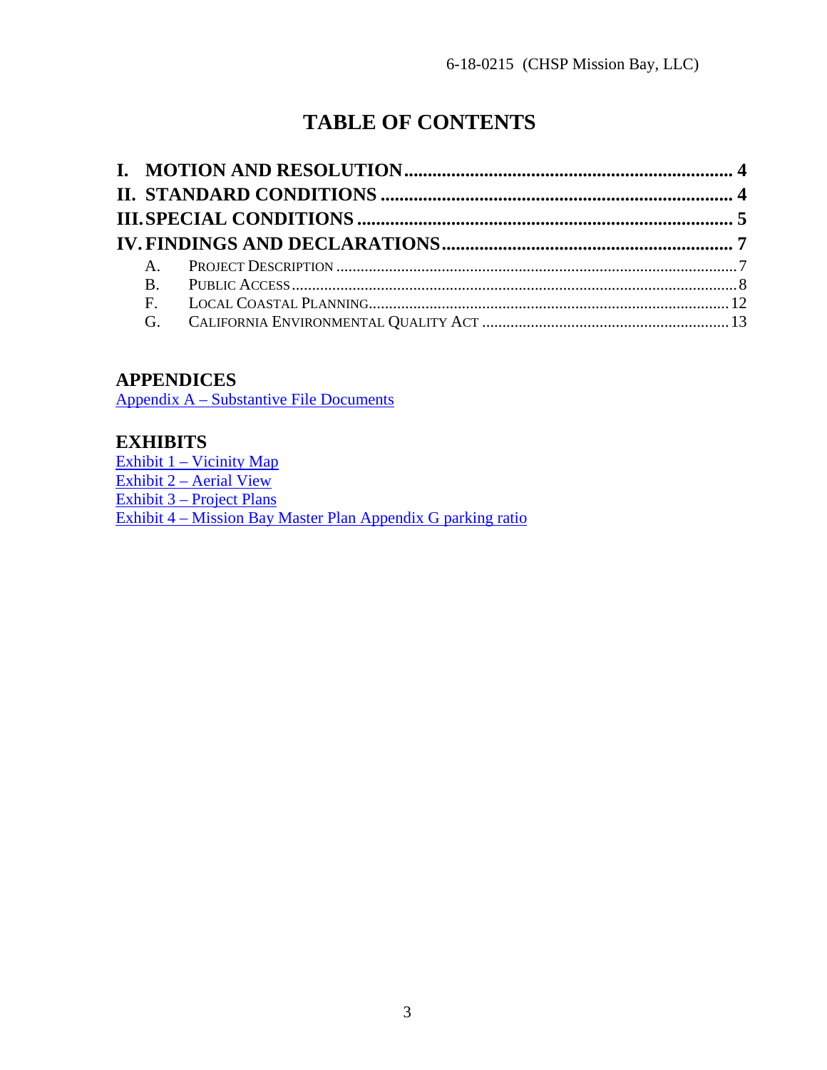# TABLE OF CONTENTS

**I. MOTION AND RESOLUTION ..................................................................... 4**
**II. STANDARD CONDITIONS ........................................................................... 4**
**III. SPECIAL CONDITIONS ............................................................................... 5**
**IV. FINDINGS AND DECLARATIONS ............................................................. 7**

- A. PROJECT DESCRIPTION ........................................................................................... 7
- B. PUBLIC ACCESS ........................................................................................................... 8
- F. LOCAL COASTAL PLANNING ................................................................................... 12
- G. CALIFORNIA ENVIRONMENTAL QUALITY ACT ............................................................ 13

## APPENDICES

Appendix A – Substantive File Documents

## EXHIBITS

Exhibit 1 – Vicinity Map
Exhibit 2 – Aerial View
Exhibit 3 – Project Plans
Exhibit 4 – Mission Bay Master Plan Appendix G parking ratio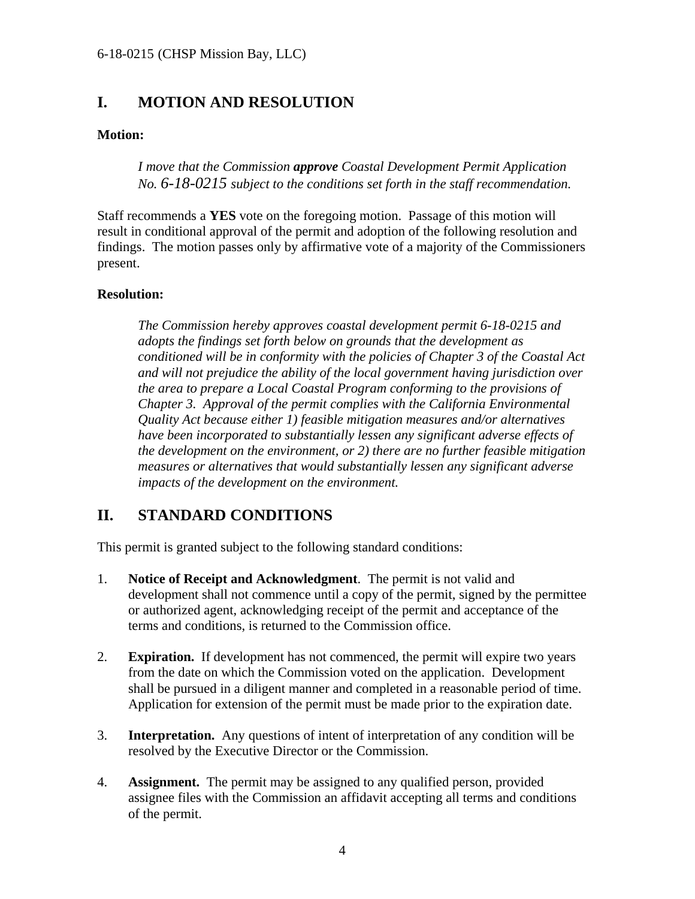# I. MOTION AND RESOLUTION

**Motion:**

> *I move that the Commission **approve** Coastal Development Permit Application No. 6-18-0215 subject to the conditions set forth in the staff recommendation.*

Staff recommends a **YES** vote on the foregoing motion. Passage of this motion will result in conditional approval of the permit and adoption of the following resolution and findings. The motion passes only by affirmative vote of a majority of the Commissioners present.

**Resolution:**

> *The Commission hereby approves coastal development permit 6-18-0215 and adopts the findings set forth below on grounds that the development as conditioned will be in conformity with the policies of Chapter 3 of the Coastal Act and will not prejudice the ability of the local government having jurisdiction over the area to prepare a Local Coastal Program conforming to the provisions of Chapter 3. Approval of the permit complies with the California Environmental Quality Act because either 1) feasible mitigation measures and/or alternatives have been incorporated to substantially lessen any significant adverse effects of the development on the environment, or 2) there are no further feasible mitigation measures or alternatives that would substantially lessen any significant adverse impacts of the development on the environment.*

# II. STANDARD CONDITIONS

This permit is granted subject to the following standard conditions:

1. **Notice of Receipt and Acknowledgment**. The permit is not valid and development shall not commence until a copy of the permit, signed by the permittee or authorized agent, acknowledging receipt of the permit and acceptance of the terms and conditions, is returned to the Commission office.

2. **Expiration.** If development has not commenced, the permit will expire two years from the date on which the Commission voted on the application. Development shall be pursued in a diligent manner and completed in a reasonable period of time. Application for extension of the permit must be made prior to the expiration date.

3. **Interpretation.** Any questions of intent of interpretation of any condition will be resolved by the Executive Director or the Commission.

4. **Assignment.** The permit may be assigned to any qualified person, provided assignee files with the Commission an affidavit accepting all terms and conditions of the permit.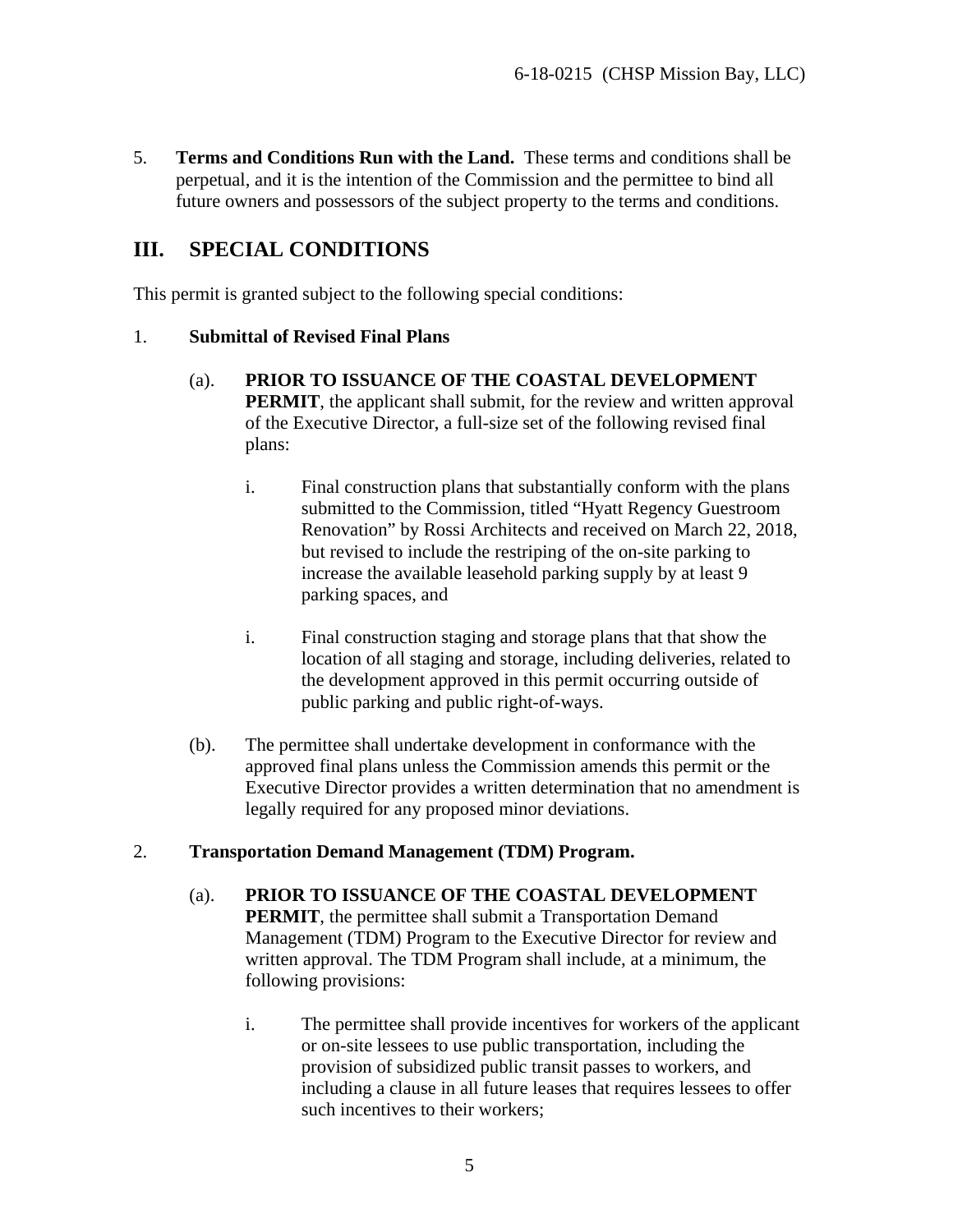5. **Terms and Conditions Run with the Land.** These terms and conditions shall be perpetual, and it is the intention of the Commission and the permittee to bind all future owners and possessors of the subject property to the terms and conditions.

## III. SPECIAL CONDITIONS

This permit is granted subject to the following special conditions:

1. **Submittal of Revised Final Plans**

   (a). **PRIOR TO ISSUANCE OF THE COASTAL DEVELOPMENT PERMIT**, the applicant shall submit, for the review and written approval of the Executive Director, a full-size set of the following revised final plans:

   i. Final construction plans that substantially conform with the plans submitted to the Commission, titled "Hyatt Regency Guestroom Renovation" by Rossi Architects and received on March 22, 2018, but revised to include the restriping of the on-site parking to increase the available leasehold parking supply by at least 9 parking spaces, and

   i. Final construction staging and storage plans that that show the location of all staging and storage, including deliveries, related to the development approved in this permit occurring outside of public parking and public right-of-ways.

   (b). The permittee shall undertake development in conformance with the approved final plans unless the Commission amends this permit or the Executive Director provides a written determination that no amendment is legally required for any proposed minor deviations.

2. **Transportation Demand Management (TDM) Program.**

   (a). **PRIOR TO ISSUANCE OF THE COASTAL DEVELOPMENT PERMIT**, the permittee shall submit a Transportation Demand Management (TDM) Program to the Executive Director for review and written approval. The TDM Program shall include, at a minimum, the following provisions:

   i. The permittee shall provide incentives for workers of the applicant or on-site lessees to use public transportation, including the provision of subsidized public transit passes to workers, and including a clause in all future leases that requires lessees to offer such incentives to their workers;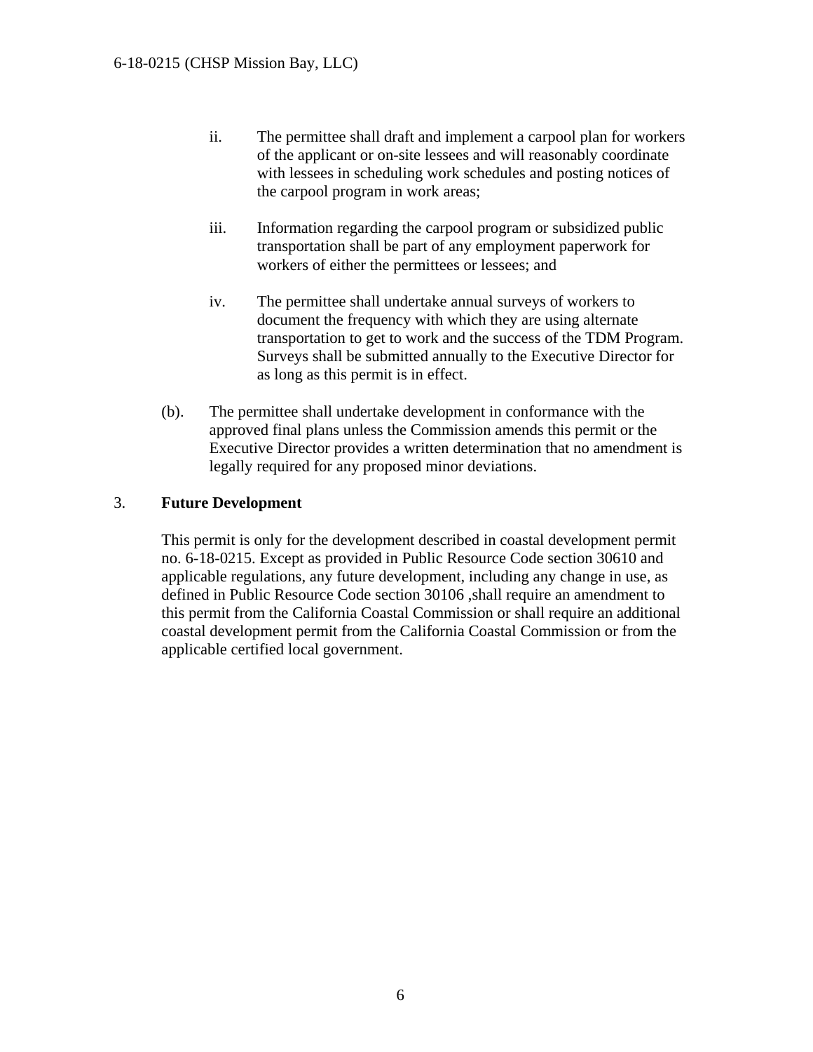ii. The permittee shall draft and implement a carpool plan for workers of the applicant or on-site lessees and will reasonably coordinate with lessees in scheduling work schedules and posting notices of the carpool program in work areas;

iii. Information regarding the carpool program or subsidized public transportation shall be part of any employment paperwork for workers of either the permittees or lessees; and

iv. The permittee shall undertake annual surveys of workers to document the frequency with which they are using alternate transportation to get to work and the success of the TDM Program. Surveys shall be submitted annually to the Executive Director for as long as this permit is in effect.

(b). The permittee shall undertake development in conformance with the approved final plans unless the Commission amends this permit or the Executive Director provides a written determination that no amendment is legally required for any proposed minor deviations.

3. **Future Development**

This permit is only for the development described in coastal development permit no. 6-18-0215. Except as provided in Public Resource Code section 30610 and applicable regulations, any future development, including any change in use, as defined in Public Resource Code section 30106 ,shall require an amendment to this permit from the California Coastal Commission or shall require an additional coastal development permit from the California Coastal Commission or from the applicable certified local government.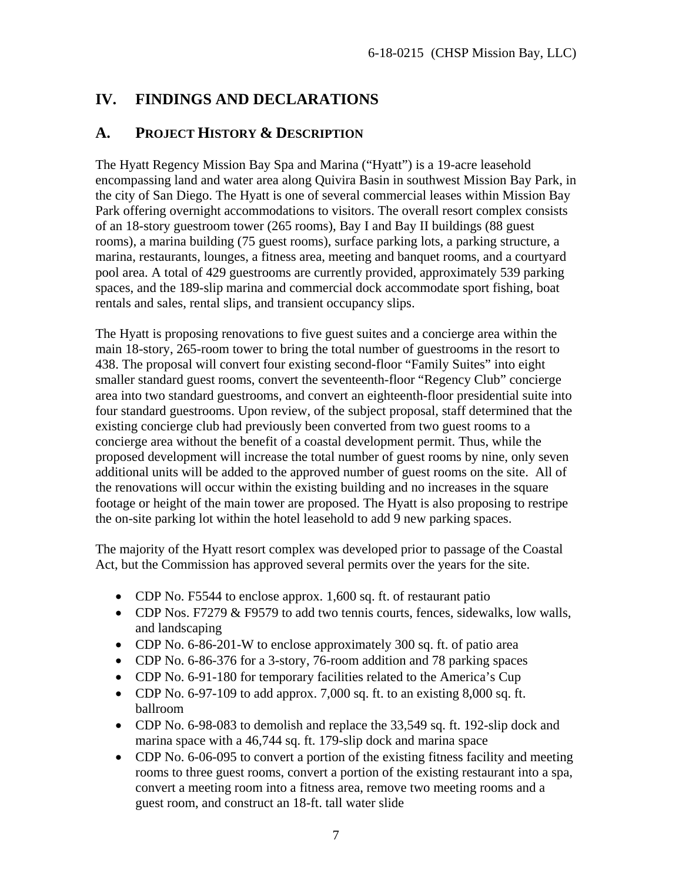# IV. FINDINGS AND DECLARATIONS

## A. PROJECT HISTORY & DESCRIPTION

The Hyatt Regency Mission Bay Spa and Marina ("Hyatt") is a 19-acre leasehold encompassing land and water area along Quivira Basin in southwest Mission Bay Park, in the city of San Diego. The Hyatt is one of several commercial leases within Mission Bay Park offering overnight accommodations to visitors. The overall resort complex consists of an 18-story guestroom tower (265 rooms), Bay I and Bay II buildings (88 guest rooms), a marina building (75 guest rooms), surface parking lots, a parking structure, a marina, restaurants, lounges, a fitness area, meeting and banquet rooms, and a courtyard pool area. A total of 429 guestrooms are currently provided, approximately 539 parking spaces, and the 189-slip marina and commercial dock accommodate sport fishing, boat rentals and sales, rental slips, and transient occupancy slips.

The Hyatt is proposing renovations to five guest suites and a concierge area within the main 18-story, 265-room tower to bring the total number of guestrooms in the resort to 438. The proposal will convert four existing second-floor "Family Suites" into eight smaller standard guest rooms, convert the seventeenth-floor "Regency Club" concierge area into two standard guestrooms, and convert an eighteenth-floor presidential suite into four standard guestrooms. Upon review, of the subject proposal, staff determined that the existing concierge club had previously been converted from two guest rooms to a concierge area without the benefit of a coastal development permit. Thus, while the proposed development will increase the total number of guest rooms by nine, only seven additional units will be added to the approved number of guest rooms on the site. All of the renovations will occur within the existing building and no increases in the square footage or height of the main tower are proposed. The Hyatt is also proposing to restripe the on-site parking lot within the hotel leasehold to add 9 new parking spaces.

The majority of the Hyatt resort complex was developed prior to passage of the Coastal Act, but the Commission has approved several permits over the years for the site.

- CDP No. F5544 to enclose approx. 1,600 sq. ft. of restaurant patio
- CDP Nos. F7279 & F9579 to add two tennis courts, fences, sidewalks, low walls, and landscaping
- CDP No. 6-86-201-W to enclose approximately 300 sq. ft. of patio area
- CDP No. 6-86-376 for a 3-story, 76-room addition and 78 parking spaces
- CDP No. 6-91-180 for temporary facilities related to the America's Cup
- CDP No. 6-97-109 to add approx. 7,000 sq. ft. to an existing 8,000 sq. ft. ballroom
- CDP No. 6-98-083 to demolish and replace the 33,549 sq. ft. 192-slip dock and marina space with a 46,744 sq. ft. 179-slip dock and marina space
- CDP No. 6-06-095 to convert a portion of the existing fitness facility and meeting rooms to three guest rooms, convert a portion of the existing restaurant into a spa, convert a meeting room into a fitness area, remove two meeting rooms and a guest room, and construct an 18-ft. tall water slide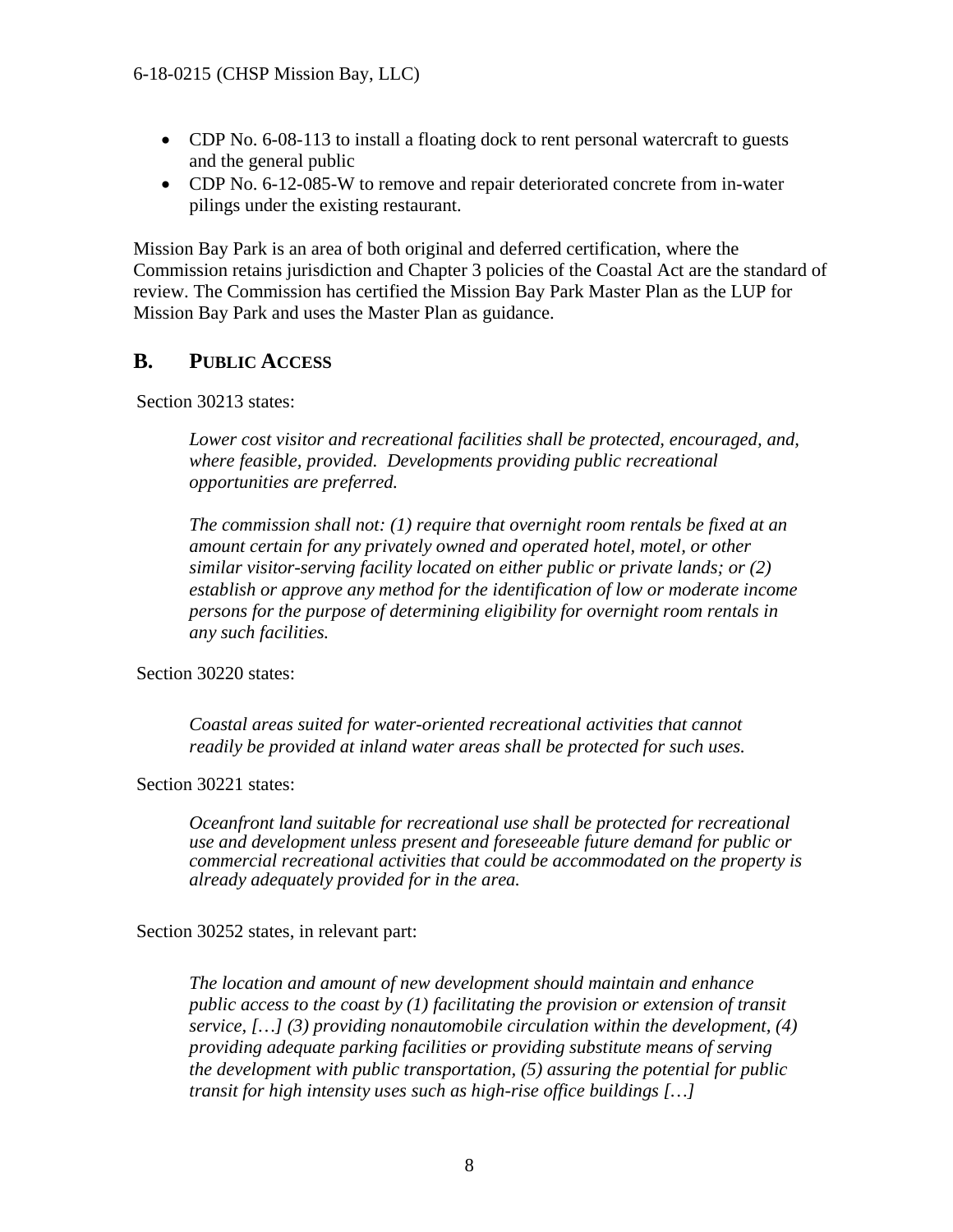- CDP No. 6-08-113 to install a floating dock to rent personal watercraft to guests and the general public
- CDP No. 6-12-085-W to remove and repair deteriorated concrete from in-water pilings under the existing restaurant.

Mission Bay Park is an area of both original and deferred certification, where the Commission retains jurisdiction and Chapter 3 policies of the Coastal Act are the standard of review. The Commission has certified the Mission Bay Park Master Plan as the LUP for Mission Bay Park and uses the Master Plan as guidance.

## B. PUBLIC ACCESS

Section 30213 states:

> *Lower cost visitor and recreational facilities shall be protected, encouraged, and, where feasible, provided. Developments providing public recreational opportunities are preferred.*
>
> *The commission shall not: (1) require that overnight room rentals be fixed at an amount certain for any privately owned and operated hotel, motel, or other similar visitor-serving facility located on either public or private lands; or (2) establish or approve any method for the identification of low or moderate income persons for the purpose of determining eligibility for overnight room rentals in any such facilities.*

Section 30220 states:

> *Coastal areas suited for water-oriented recreational activities that cannot readily be provided at inland water areas shall be protected for such uses.*

Section 30221 states:

> *Oceanfront land suitable for recreational use shall be protected for recreational use and development unless present and foreseeable future demand for public or commercial recreational activities that could be accommodated on the property is already adequately provided for in the area.*

Section 30252 states, in relevant part:

> *The location and amount of new development should maintain and enhance public access to the coast by (1) facilitating the provision or extension of transit service, […] (3) providing nonautomobile circulation within the development, (4) providing adequate parking facilities or providing substitute means of serving the development with public transportation, (5) assuring the potential for public transit for high intensity uses such as high-rise office buildings […]*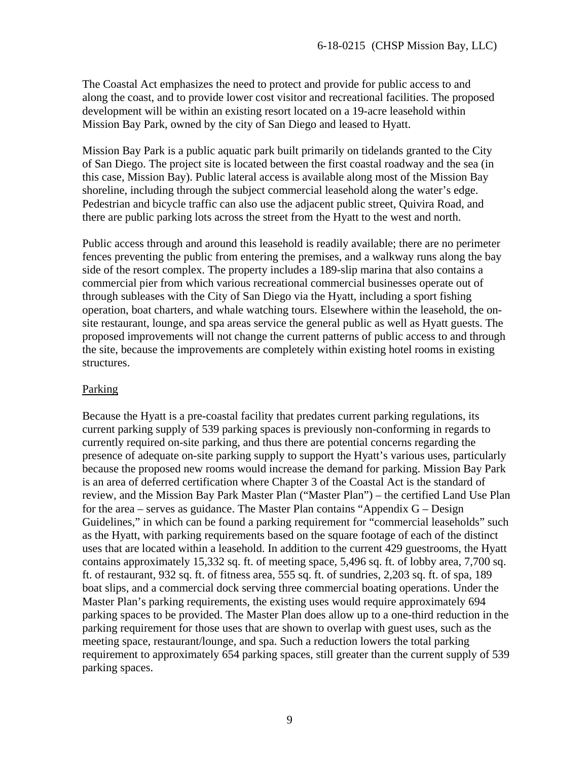The Coastal Act emphasizes the need to protect and provide for public access to and along the coast, and to provide lower cost visitor and recreational facilities. The proposed development will be within an existing resort located on a 19-acre leasehold within Mission Bay Park, owned by the city of San Diego and leased to Hyatt.

Mission Bay Park is a public aquatic park built primarily on tidelands granted to the City of San Diego. The project site is located between the first coastal roadway and the sea (in this case, Mission Bay). Public lateral access is available along most of the Mission Bay shoreline, including through the subject commercial leasehold along the water's edge. Pedestrian and bicycle traffic can also use the adjacent public street, Quivira Road, and there are public parking lots across the street from the Hyatt to the west and north.

Public access through and around this leasehold is readily available; there are no perimeter fences preventing the public from entering the premises, and a walkway runs along the bay side of the resort complex. The property includes a 189-slip marina that also contains a commercial pier from which various recreational commercial businesses operate out of through subleases with the City of San Diego via the Hyatt, including a sport fishing operation, boat charters, and whale watching tours. Elsewhere within the leasehold, the on-site restaurant, lounge, and spa areas service the general public as well as Hyatt guests. The proposed improvements will not change the current patterns of public access to and through the site, because the improvements are completely within existing hotel rooms in existing structures.

<u>Parking</u>

Because the Hyatt is a pre-coastal facility that predates current parking regulations, its current parking supply of 539 parking spaces is previously non-conforming in regards to currently required on-site parking, and thus there are potential concerns regarding the presence of adequate on-site parking supply to support the Hyatt's various uses, particularly because the proposed new rooms would increase the demand for parking. Mission Bay Park is an area of deferred certification where Chapter 3 of the Coastal Act is the standard of review, and the Mission Bay Park Master Plan ("Master Plan") – the certified Land Use Plan for the area – serves as guidance. The Master Plan contains "Appendix G – Design Guidelines," in which can be found a parking requirement for "commercial leaseholds" such as the Hyatt, with parking requirements based on the square footage of each of the distinct uses that are located within a leasehold. In addition to the current 429 guestrooms, the Hyatt contains approximately 15,332 sq. ft. of meeting space, 5,496 sq. ft. of lobby area, 7,700 sq. ft. of restaurant, 932 sq. ft. of fitness area, 555 sq. ft. of sundries, 2,203 sq. ft. of spa, 189 boat slips, and a commercial dock serving three commercial boating operations. Under the Master Plan's parking requirements, the existing uses would require approximately 694 parking spaces to be provided. The Master Plan does allow up to a one-third reduction in the parking requirement for those uses that are shown to overlap with guest uses, such as the meeting space, restaurant/lounge, and spa. Such a reduction lowers the total parking requirement to approximately 654 parking spaces, still greater than the current supply of 539 parking spaces.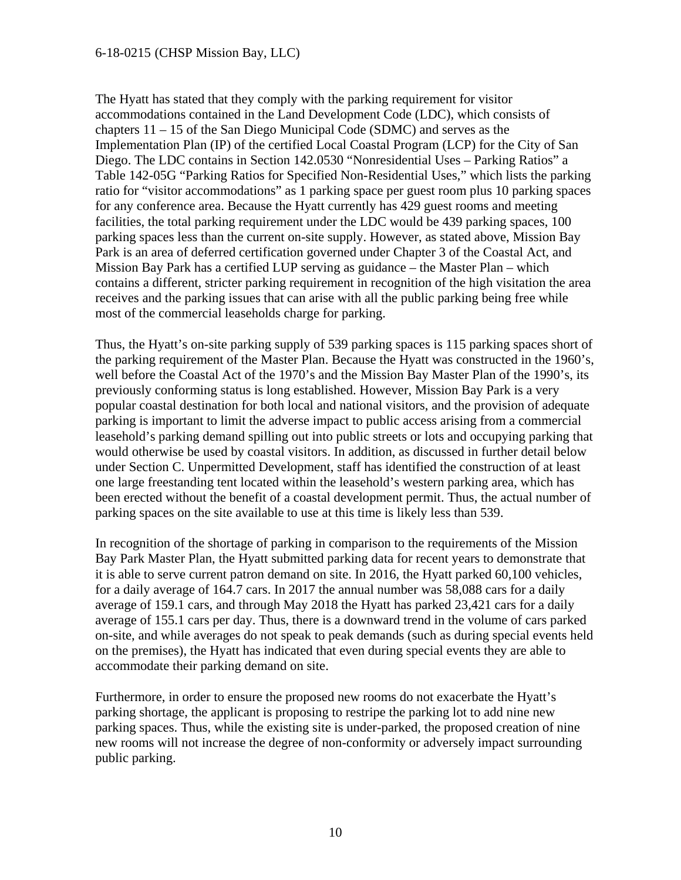The Hyatt has stated that they comply with the parking requirement for visitor accommodations contained in the Land Development Code (LDC), which consists of chapters 11 – 15 of the San Diego Municipal Code (SDMC) and serves as the Implementation Plan (IP) of the certified Local Coastal Program (LCP) for the City of San Diego. The LDC contains in Section 142.0530 "Nonresidential Uses – Parking Ratios" a Table 142-05G "Parking Ratios for Specified Non-Residential Uses," which lists the parking ratio for "visitor accommodations" as 1 parking space per guest room plus 10 parking spaces for any conference area. Because the Hyatt currently has 429 guest rooms and meeting facilities, the total parking requirement under the LDC would be 439 parking spaces, 100 parking spaces less than the current on-site supply. However, as stated above, Mission Bay Park is an area of deferred certification governed under Chapter 3 of the Coastal Act, and Mission Bay Park has a certified LUP serving as guidance – the Master Plan – which contains a different, stricter parking requirement in recognition of the high visitation the area receives and the parking issues that can arise with all the public parking being free while most of the commercial leaseholds charge for parking.

Thus, the Hyatt's on-site parking supply of 539 parking spaces is 115 parking spaces short of the parking requirement of the Master Plan. Because the Hyatt was constructed in the 1960's, well before the Coastal Act of the 1970's and the Mission Bay Master Plan of the 1990's, its previously conforming status is long established. However, Mission Bay Park is a very popular coastal destination for both local and national visitors, and the provision of adequate parking is important to limit the adverse impact to public access arising from a commercial leasehold's parking demand spilling out into public streets or lots and occupying parking that would otherwise be used by coastal visitors. In addition, as discussed in further detail below under Section C. Unpermitted Development, staff has identified the construction of at least one large freestanding tent located within the leasehold's western parking area, which has been erected without the benefit of a coastal development permit. Thus, the actual number of parking spaces on the site available to use at this time is likely less than 539.

In recognition of the shortage of parking in comparison to the requirements of the Mission Bay Park Master Plan, the Hyatt submitted parking data for recent years to demonstrate that it is able to serve current patron demand on site. In 2016, the Hyatt parked 60,100 vehicles, for a daily average of 164.7 cars. In 2017 the annual number was 58,088 cars for a daily average of 159.1 cars, and through May 2018 the Hyatt has parked 23,421 cars for a daily average of 155.1 cars per day. Thus, there is a downward trend in the volume of cars parked on-site, and while averages do not speak to peak demands (such as during special events held on the premises), the Hyatt has indicated that even during special events they are able to accommodate their parking demand on site.

Furthermore, in order to ensure the proposed new rooms do not exacerbate the Hyatt's parking shortage, the applicant is proposing to restripe the parking lot to add nine new parking spaces. Thus, while the existing site is under-parked, the proposed creation of nine new rooms will not increase the degree of non-conformity or adversely impact surrounding public parking.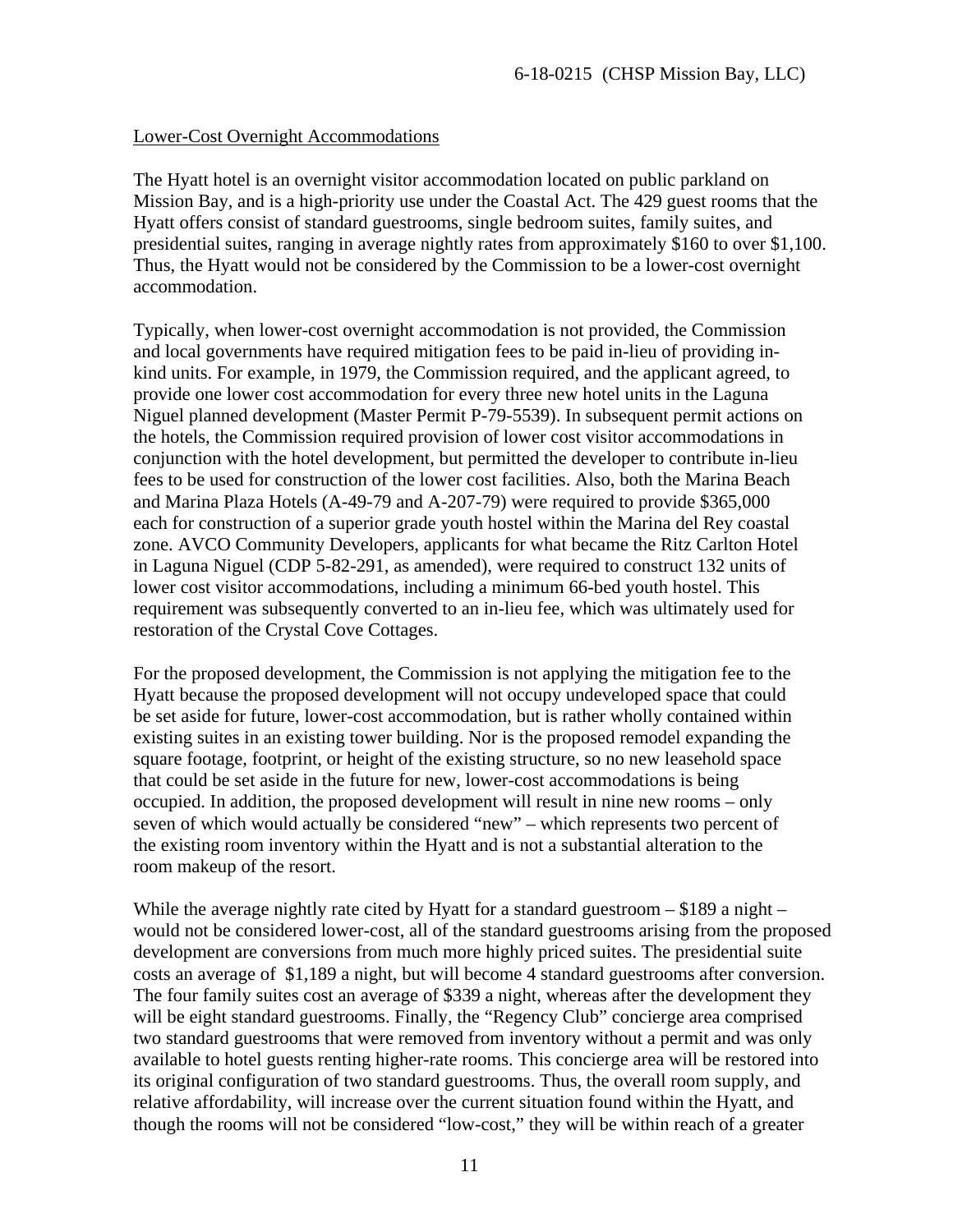Lower-Cost Overnight Accommodations

The Hyatt hotel is an overnight visitor accommodation located on public parkland on Mission Bay, and is a high-priority use under the Coastal Act. The 429 guest rooms that the Hyatt offers consist of standard guestrooms, single bedroom suites, family suites, and presidential suites, ranging in average nightly rates from approximately $160 to over $1,100. Thus, the Hyatt would not be considered by the Commission to be a lower-cost overnight accommodation.

Typically, when lower-cost overnight accommodation is not provided, the Commission and local governments have required mitigation fees to be paid in-lieu of providing in-kind units. For example, in 1979, the Commission required, and the applicant agreed, to provide one lower cost accommodation for every three new hotel units in the Laguna Niguel planned development (Master Permit P-79-5539). In subsequent permit actions on the hotels, the Commission required provision of lower cost visitor accommodations in conjunction with the hotel development, but permitted the developer to contribute in-lieu fees to be used for construction of the lower cost facilities. Also, both the Marina Beach and Marina Plaza Hotels (A-49-79 and A-207-79) were required to provide $365,000 each for construction of a superior grade youth hostel within the Marina del Rey coastal zone. AVCO Community Developers, applicants for what became the Ritz Carlton Hotel in Laguna Niguel (CDP 5-82-291, as amended), were required to construct 132 units of lower cost visitor accommodations, including a minimum 66-bed youth hostel. This requirement was subsequently converted to an in-lieu fee, which was ultimately used for restoration of the Crystal Cove Cottages.

For the proposed development, the Commission is not applying the mitigation fee to the Hyatt because the proposed development will not occupy undeveloped space that could be set aside for future, lower-cost accommodation, but is rather wholly contained within existing suites in an existing tower building. Nor is the proposed remodel expanding the square footage, footprint, or height of the existing structure, so no new leasehold space that could be set aside in the future for new, lower-cost accommodations is being occupied. In addition, the proposed development will result in nine new rooms – only seven of which would actually be considered "new" – which represents two percent of the existing room inventory within the Hyatt and is not a substantial alteration to the room makeup of the resort.

While the average nightly rate cited by Hyatt for a standard guestroom – $189 a night – would not be considered lower-cost, all of the standard guestrooms arising from the proposed development are conversions from much more highly priced suites. The presidential suite costs an average of $1,189 a night, but will become 4 standard guestrooms after conversion. The four family suites cost an average of $339 a night, whereas after the development they will be eight standard guestrooms. Finally, the "Regency Club" concierge area comprised two standard guestrooms that were removed from inventory without a permit and was only available to hotel guests renting higher-rate rooms. This concierge area will be restored into its original configuration of two standard guestrooms. Thus, the overall room supply, and relative affordability, will increase over the current situation found within the Hyatt, and though the rooms will not be considered "low-cost," they will be within reach of a greater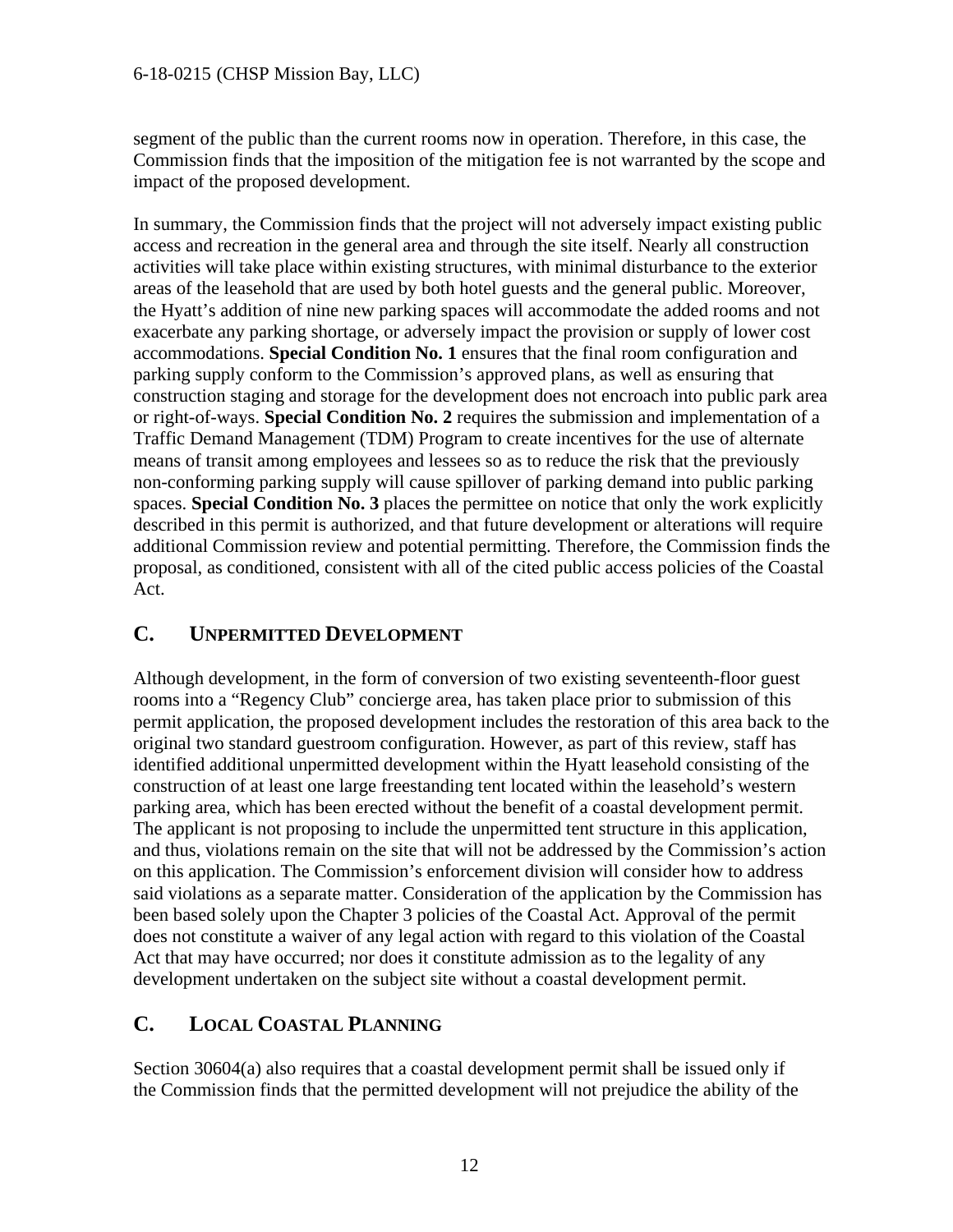segment of the public than the current rooms now in operation. Therefore, in this case, the Commission finds that the imposition of the mitigation fee is not warranted by the scope and impact of the proposed development.

In summary, the Commission finds that the project will not adversely impact existing public access and recreation in the general area and through the site itself. Nearly all construction activities will take place within existing structures, with minimal disturbance to the exterior areas of the leasehold that are used by both hotel guests and the general public. Moreover, the Hyatt's addition of nine new parking spaces will accommodate the added rooms and not exacerbate any parking shortage, or adversely impact the provision or supply of lower cost accommodations. **Special Condition No. 1** ensures that the final room configuration and parking supply conform to the Commission's approved plans, as well as ensuring that construction staging and storage for the development does not encroach into public park area or right-of-ways. **Special Condition No. 2** requires the submission and implementation of a Traffic Demand Management (TDM) Program to create incentives for the use of alternate means of transit among employees and lessees so as to reduce the risk that the previously non-conforming parking supply will cause spillover of parking demand into public parking spaces. **Special Condition No. 3** places the permittee on notice that only the work explicitly described in this permit is authorized, and that future development or alterations will require additional Commission review and potential permitting. Therefore, the Commission finds the proposal, as conditioned, consistent with all of the cited public access policies of the Coastal Act.

## C. Unpermitted Development

Although development, in the form of conversion of two existing seventeenth-floor guest rooms into a "Regency Club" concierge area, has taken place prior to submission of this permit application, the proposed development includes the restoration of this area back to the original two standard guestroom configuration. However, as part of this review, staff has identified additional unpermitted development within the Hyatt leasehold consisting of the construction of at least one large freestanding tent located within the leasehold's western parking area, which has been erected without the benefit of a coastal development permit. The applicant is not proposing to include the unpermitted tent structure in this application, and thus, violations remain on the site that will not be addressed by the Commission's action on this application. The Commission's enforcement division will consider how to address said violations as a separate matter. Consideration of the application by the Commission has been based solely upon the Chapter 3 policies of the Coastal Act. Approval of the permit does not constitute a waiver of any legal action with regard to this violation of the Coastal Act that may have occurred; nor does it constitute admission as to the legality of any development undertaken on the subject site without a coastal development permit.

## C. Local Coastal Planning

Section 30604(a) also requires that a coastal development permit shall be issued only if the Commission finds that the permitted development will not prejudice the ability of the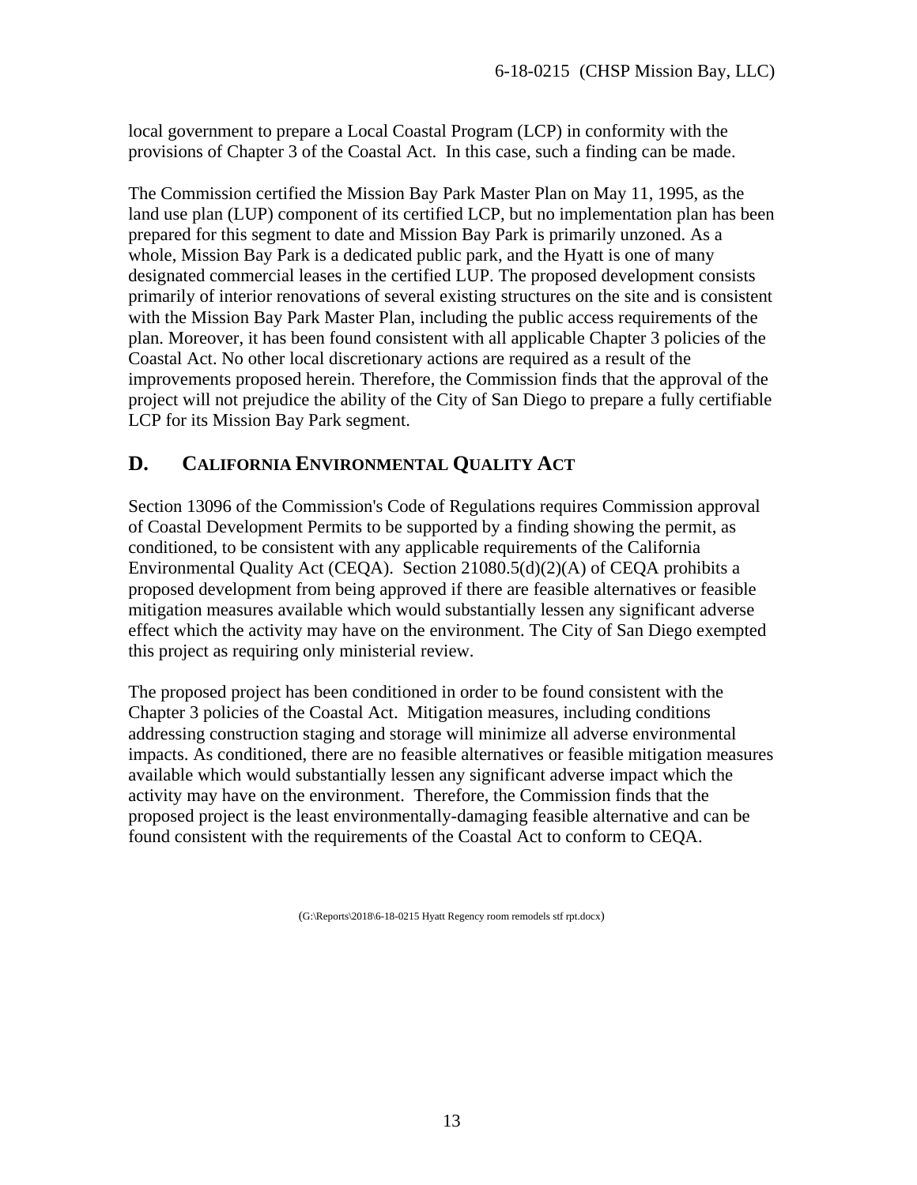local government to prepare a Local Coastal Program (LCP) in conformity with the provisions of Chapter 3 of the Coastal Act. In this case, such a finding can be made.

The Commission certified the Mission Bay Park Master Plan on May 11, 1995, as the land use plan (LUP) component of its certified LCP, but no implementation plan has been prepared for this segment to date and Mission Bay Park is primarily unzoned. As a whole, Mission Bay Park is a dedicated public park, and the Hyatt is one of many designated commercial leases in the certified LUP. The proposed development consists primarily of interior renovations of several existing structures on the site and is consistent with the Mission Bay Park Master Plan, including the public access requirements of the plan. Moreover, it has been found consistent with all applicable Chapter 3 policies of the Coastal Act. No other local discretionary actions are required as a result of the improvements proposed herein. Therefore, the Commission finds that the approval of the project will not prejudice the ability of the City of San Diego to prepare a fully certifiable LCP for its Mission Bay Park segment.

## D. CALIFORNIA ENVIRONMENTAL QUALITY ACT

Section 13096 of the Commission's Code of Regulations requires Commission approval of Coastal Development Permits to be supported by a finding showing the permit, as conditioned, to be consistent with any applicable requirements of the California Environmental Quality Act (CEQA). Section 21080.5(d)(2)(A) of CEQA prohibits a proposed development from being approved if there are feasible alternatives or feasible mitigation measures available which would substantially lessen any significant adverse effect which the activity may have on the environment. The City of San Diego exempted this project as requiring only ministerial review.

The proposed project has been conditioned in order to be found consistent with the Chapter 3 policies of the Coastal Act. Mitigation measures, including conditions addressing construction staging and storage will minimize all adverse environmental impacts. As conditioned, there are no feasible alternatives or feasible mitigation measures available which would substantially lessen any significant adverse impact which the activity may have on the environment. Therefore, the Commission finds that the proposed project is the least environmentally-damaging feasible alternative and can be found consistent with the requirements of the Coastal Act to conform to CEQA.

(G:\Reports\2018\6-18-0215 Hyatt Regency room remodels stf rpt.docx)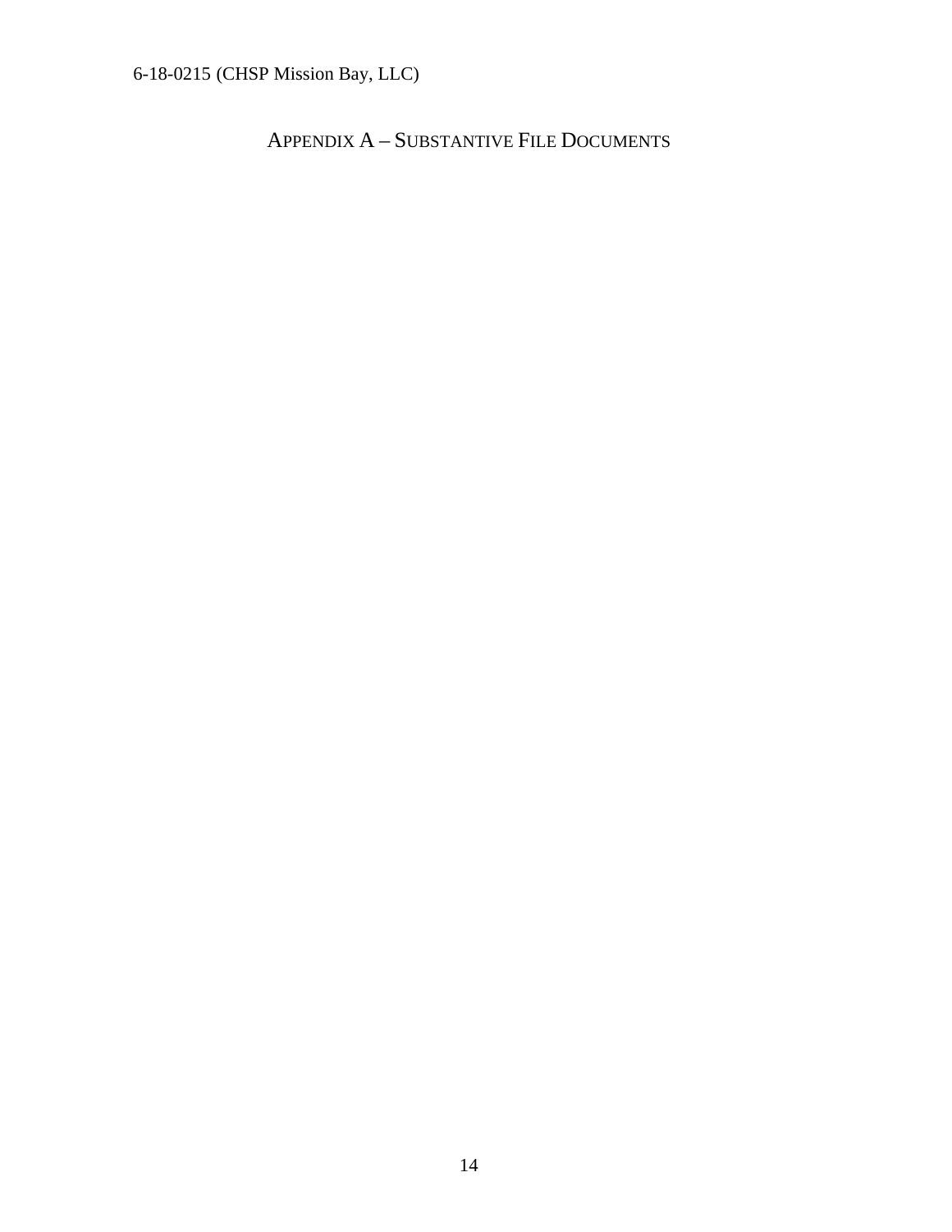# APPENDIX A – SUBSTANTIVE FILE DOCUMENTS